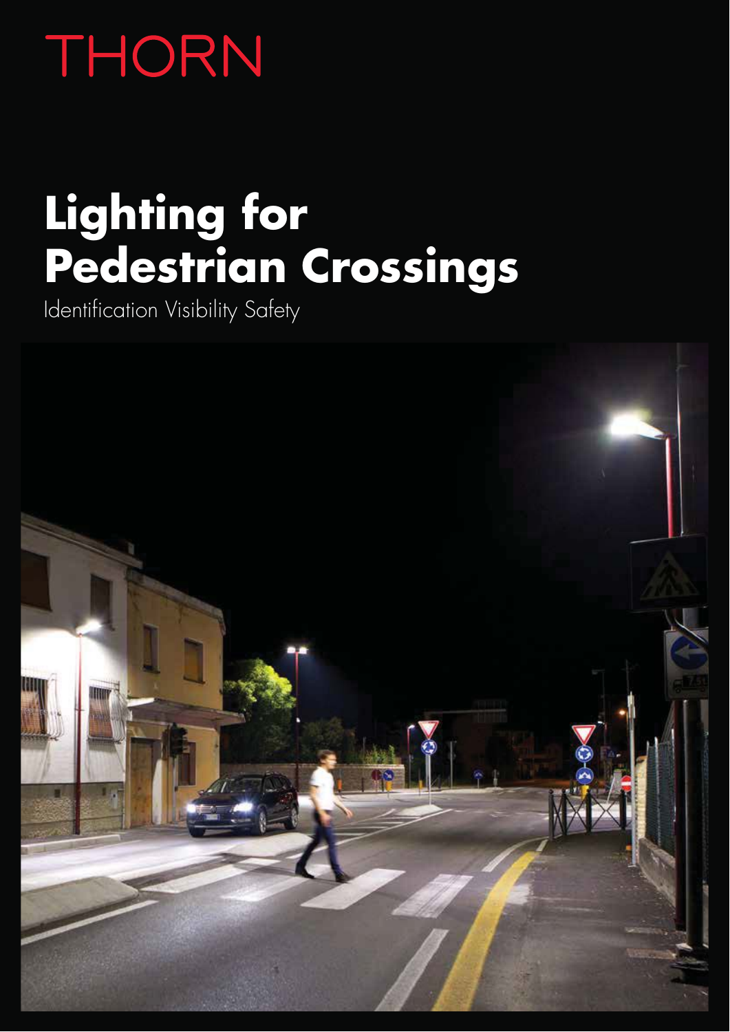THORN

# Lighting for Pedestrian Crossings

Identification Visibility Safety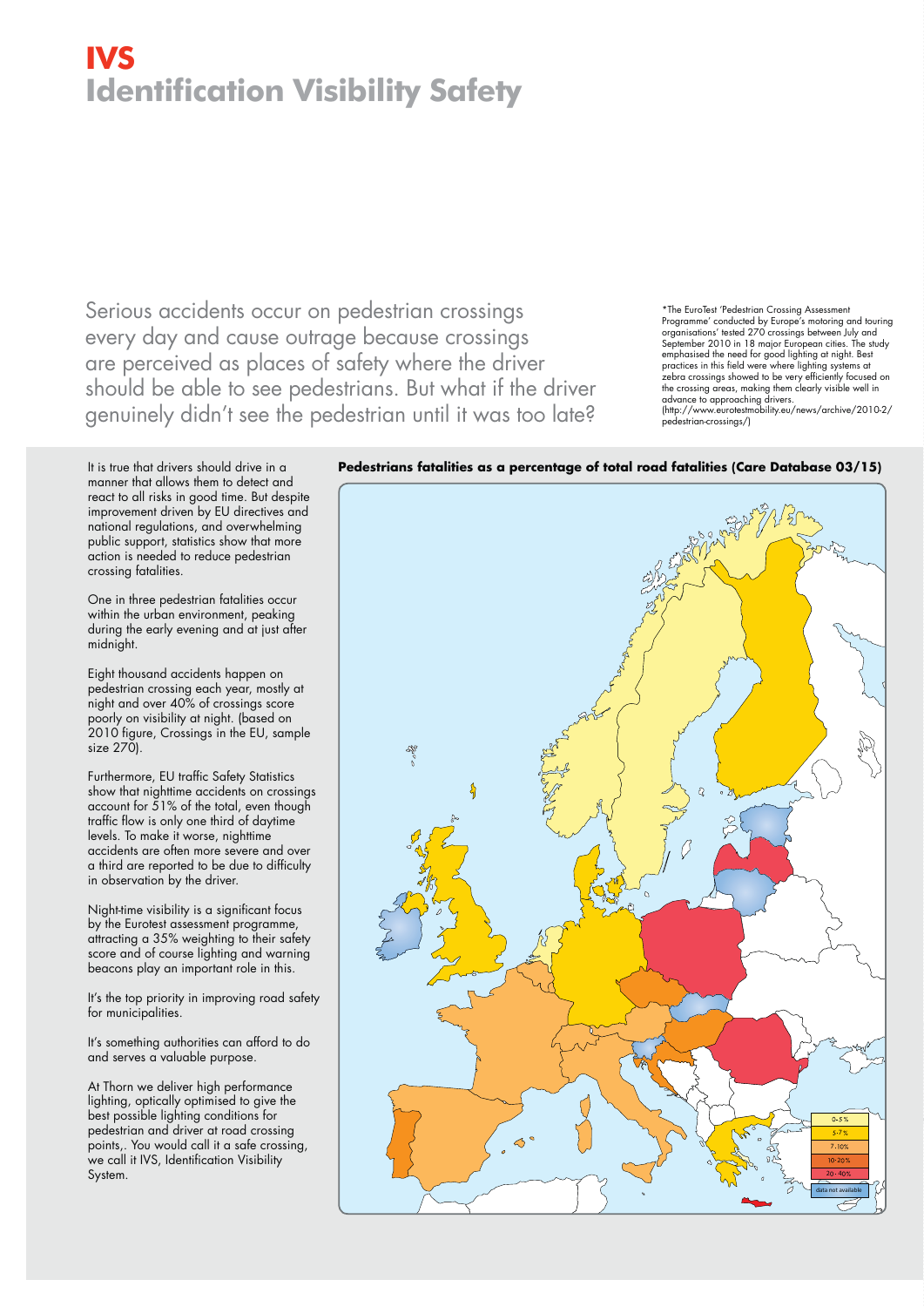# IVS
# Identification Visibility Safety

Serious accidents occur on pedestrian crossings every day and cause outrage because crossings are perceived as places of safety where the driver should be able to see pedestrians. But what if the driver genuinely didn't see the pedestrian until it was too late?

*The EuroTest 'Pedestrian Crossing Assessment Programme' conducted by Europe's motoring and touring organisations' tested 270 crossings between July and September 2010 in 18 major European cities. The study emphasised the need for good lighting at night. Best practices in this field were where lighting systems at zebra crossings showed to be very efficiently focused on the crossing areas, making them clearly visible well in advance to approaching drivers.
(http://www.eurotestmobility.eu/news/archive/2010-2/pedestrian-crossings/)

It is true that drivers should drive in a manner that allows them to detect and react to all risks in good time. But despite improvement driven by EU directives and national regulations, and overwhelming public support, statistics show that more action is needed to reduce pedestrian crossing fatalities.

One in three pedestrian fatalities occur within the urban environment, peaking during the early evening and at just after midnight.

Eight thousand accidents happen on pedestrian crossing each year, mostly at night and over 40% of crossings score poorly on visibility at night. (based on 2010 figure, Crossings in the EU, sample size 270).

Furthermore, EU traffic Safety Statistics show that nighttime accidents on crossings account for 51% of the total, even though traffic flow is only one third of daytime levels. To make it worse, nighttime accidents are often more severe and over a third are reported to be due to difficulty in observation by the driver.

Night-time visibility is a significant focus by the Eurotest assessment programme, attracting a 35% weighting to their safety score and of course lighting and warning beacons play an important role in this.

It's the top priority in improving road safety for municipalities.

It's something authorities can afford to do and serves a valuable purpose.

At Thorn we deliver high performance lighting, optically optimised to give the best possible lighting conditions for pedestrian and driver at road crossing points,. You would call it a safe crossing, we call it IVS, Identification Visibility System.

**Pedestrians fatalities as a percentage of total road fatalities (Care Database 03/15)**

0-5%
5-7%
7-10%
10-20%
20-40%
data not available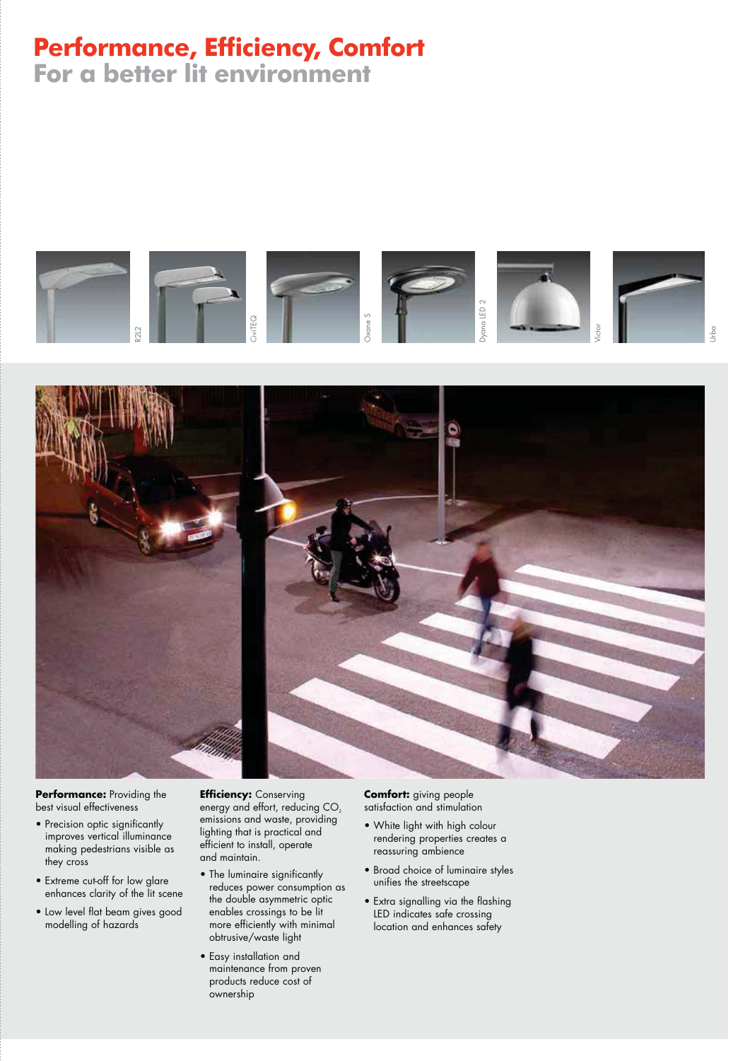# Performance, Efficiency, Comfort

## For a better lit environment

R2L2

CiviTEQ

Oxane S

Dyana LED 2

Victor

Urba

**Performance:** Providing the best visual effectiveness

- Precision optic significantly improves vertical illuminance making pedestrians visible as they cross
- Extreme cut-off for low glare enhances clarity of the lit scene
- Low level flat beam gives good modelling of hazards

**Efficiency:** Conserving energy and effort, reducing $CO_2$ emissions and waste, providing lighting that is practical and efficient to install, operate and maintain.

- The luminaire significantly reduces power consumption as the double asymmetric optic enables crossings to be lit more efficiently with minimal obtrusive/waste light
- Easy installation and maintenance from proven products reduce cost of ownership

**Comfort:** giving people satisfaction and stimulation

- White light with high colour rendering properties creates a reassuring ambience
- Broad choice of luminaire styles unifies the streetscape
- Extra signalling via the flashing LED indicates safe crossing location and enhances safety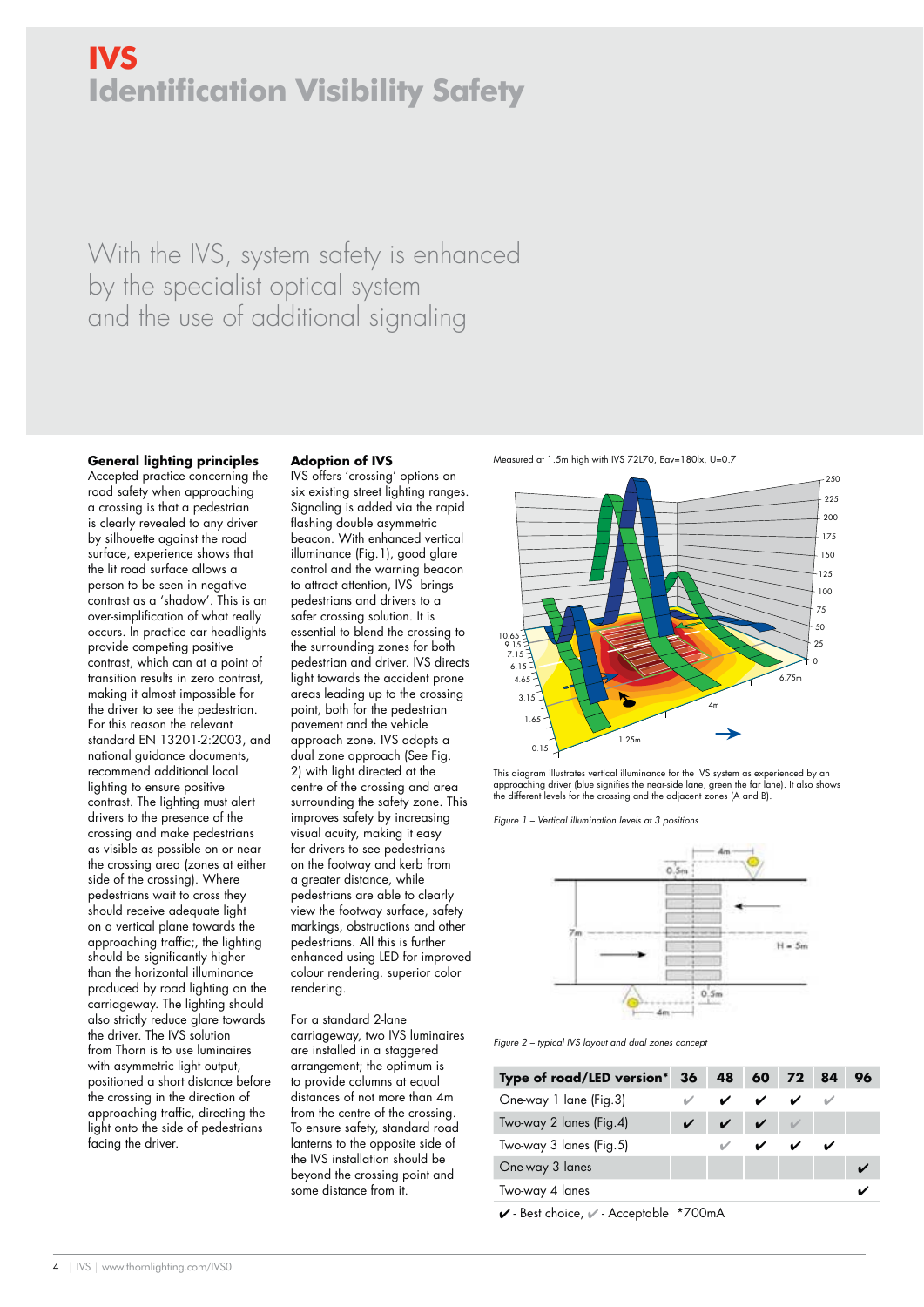# IVS
## Identification Visibility Safety

With the IVS, system safety is enhanced by the specialist optical system and the use of additional signaling

### General lighting principles

Accepted practice concerning the road safety when approaching a crossing is that a pedestrian is clearly revealed to any driver by silhouette against the road surface, experience shows that the lit road surface allows a person to be seen in negative contrast as a 'shadow'. This is an over-simplification of what really occurs. In practice car headlights provide competing positive contrast, which can at a point of transition results in zero contrast, making it almost impossible for the driver to see the pedestrian. For this reason the relevant standard EN 13201-2:2003, and national guidance documents, recommend additional local lighting to ensure positive contrast. The lighting must alert drivers to the presence of the crossing and make pedestrians as visible as possible on or near the crossing area (zones at either side of the crossing). Where pedestrians wait to cross they should receive adequate light on a vertical plane towards the approaching traffic;, the lighting should be significantly higher than the horizontal illuminance produced by road lighting on the carriageway. The lighting should also strictly reduce glare towards the driver. The IVS solution from Thorn is to use luminaires with asymmetric light output, positioned a short distance before the crossing in the direction of approaching traffic, directing the light onto the side of pedestrians facing the driver.

### Adoption of IVS

IVS offers 'crossing' options on six existing street lighting ranges. Signaling is added via the rapid flashing double asymmetric beacon. With enhanced vertical illuminance (Fig.1), good glare control and the warning beacon to attract attention, IVS brings pedestrians and drivers to a safer crossing solution. It is essential to blend the crossing to the surrounding zones for both pedestrian and driver. IVS directs light towards the accident prone areas leading up to the crossing point, both for the pedestrian pavement and the vehicle approach zone. IVS adopts a dual zone approach (See Fig. 2) with light directed at the centre of the crossing and area surrounding the safety zone. This improves safety by increasing visual acuity, making it easy for drivers to see pedestrians on the footway and kerb from a greater distance, while pedestrians are able to clearly view the footway surface, safety markings, obstructions and other pedestrians. All this is further enhanced using LED for improved colour rendering. superior color rendering.

For a standard 2-lane carriageway, two IVS luminaires are installed in a staggered arrangement; the optimum is to provide columns at equal distances of not more than 4m from the centre of the crossing. To ensure safety, standard road lanterns to the opposite side of the IVS installation should be beyond the crossing point and some distance from it.

Measured at 1.5m high with IVS 72L70, Eav=180lx, U=0.7

250
225
200
175
150
125
100
75
50
25
0
10.65
9.15
7.15
6.15
4.65
3.15
1.65
0.15
1.25m
4m
6.75m

This diagram illustrates vertical illuminance for the IVS system as experienced by an approaching driver (blue signifies the near-side lane, green the far lane). It also shows the different levels for the crossing and the adjacent zones (A and B).

*Figure 1 – Vertical illumination levels at 3 positions*

4m
0.5m
7m
H = 5m
0.5m
4m

*Figure 2 – typical IVS layout and dual zones concept*

| Type of road/LED version* | 36 | 48 | 60 | 72 | 84 | 96 |
|---|---|---|---|---|---|---|
| One-way 1 lane (Fig.3) | ✔ (acceptable) | ✔ | ✔ | ✔ | ✔ (acceptable) | |
| Two-way 2 lanes (Fig.4) | ✔ | ✔ | ✔ | ✔ (acceptable) | | |
| Two-way 3 lanes (Fig.5) | | ✔ (acceptable) | ✔ | ✔ | ✔ | |
| One-way 3 lanes | | | | | | ✔ |
| Two-way 4 lanes | | | | | | ✔ |

✔ - Best choice, ✔ - Acceptable *700mA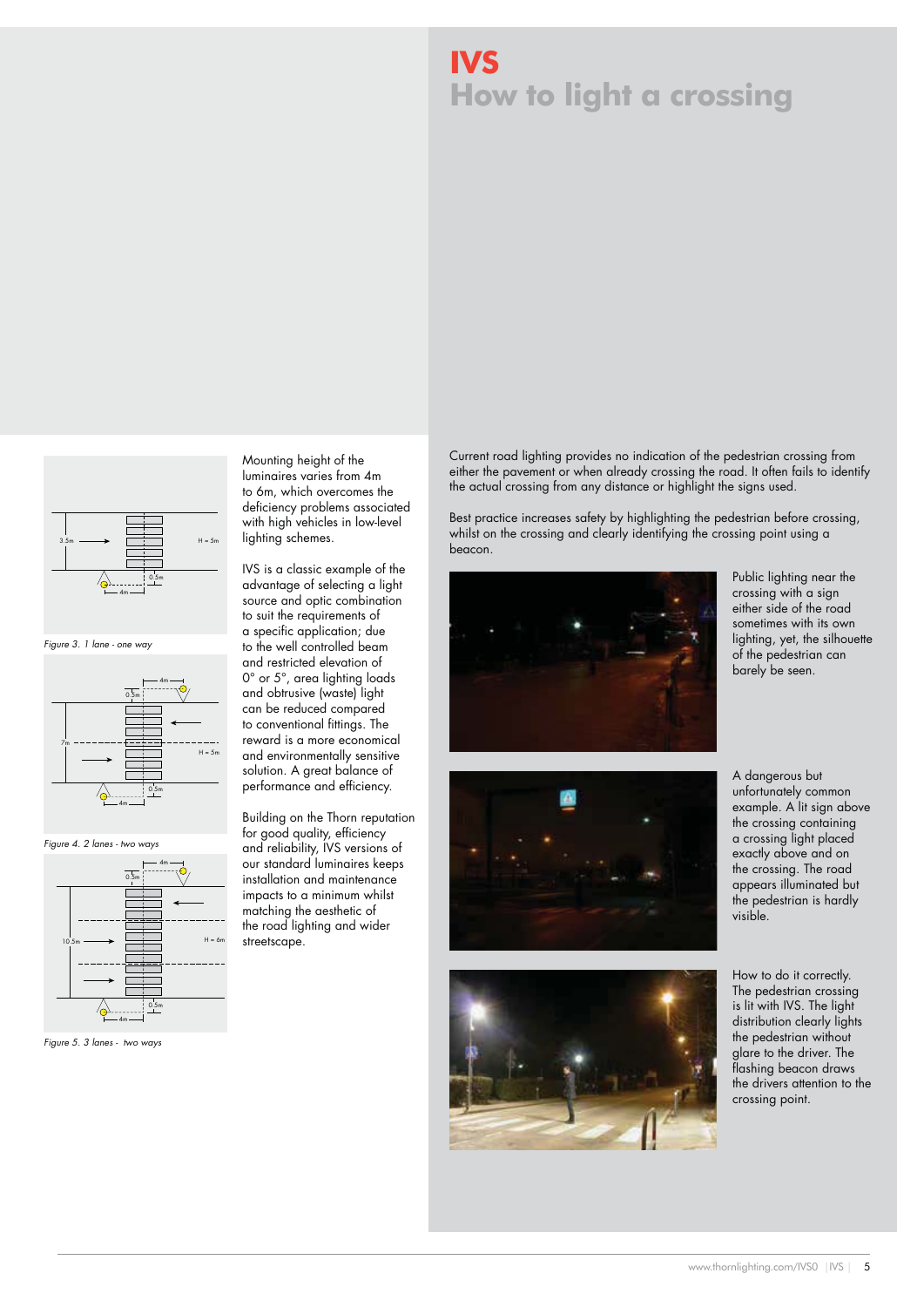# IVS
## How to light a crossing

3.5m
H = 5m
0.5m
4m

*Figure 3. 1 lane - one way*

4m
0.5m
7m
H = 5m
0.5m
4m

*Figure 4. 2 lanes - two ways*

4m
0.5m
10.5m
H = 6m
0.5m
4m

*Figure 5. 3 lanes - two ways*

Mounting height of the luminaires varies from 4m to 6m, which overcomes the deficiency problems associated with high vehicles in low-level lighting schemes.

IVS is a classic example of the advantage of selecting a light source and optic combination to suit the requirements of a specific application; due to the well controlled beam and restricted elevation of 0° or 5°, area lighting loads and obtrusive (waste) light can be reduced compared to conventional fittings. The reward is a more economical and environmentally sensitive solution. A great balance of performance and efficiency.

Building on the Thorn reputation for good quality, efficiency and reliability, IVS versions of our standard luminaires keeps installation and maintenance impacts to a minimum whilst matching the aesthetic of the road lighting and wider streetscape.

Current road lighting provides no indication of the pedestrian crossing from either the pavement or when already crossing the road. It often fails to identify the actual crossing from any distance or highlight the signs used.

Best practice increases safety by highlighting the pedestrian before crossing, whilst on the crossing and clearly identifying the crossing point using a beacon.

Public lighting near the crossing with a sign either side of the road sometimes with its own lighting, yet, the silhouette of the pedestrian can barely be seen.

A dangerous but unfortunately common example. A lit sign above the crossing containing a crossing light placed exactly above and on the crossing. The road appears illuminated but the pedestrian is hardly visible.

How to do it correctly. The pedestrian crossing is lit with IVS. The light distribution clearly lights the pedestrian without glare to the driver. The flashing beacon draws the drivers attention to the crossing point.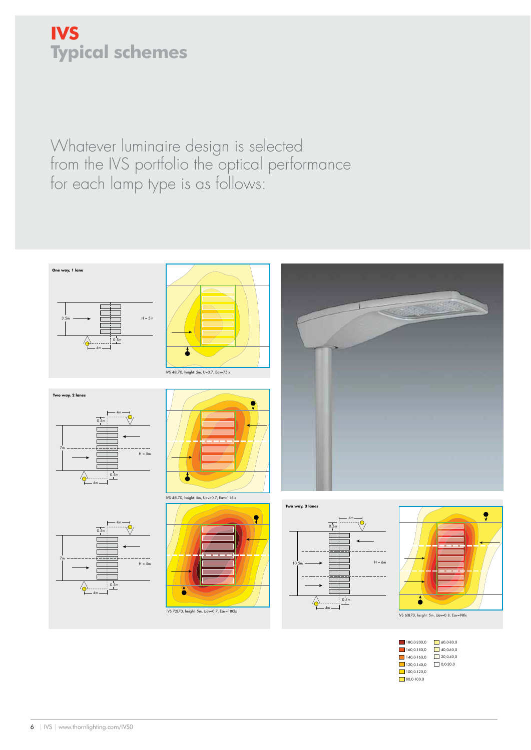# IVS
## Typical schemes

Whatever luminaire design is selected from the IVS portfolio the optical performance for each lamp type is as follows:

**One way, 1 lane**

3.5m
H = 5m
0.5m
4m

IVS 48L70, height: 5m, U=0.7, Eav=75lx

**Two way, 2 lanes**

4m
0.5m
7m
H = 5m
0.5m
4m

IVS 48L70, height: 5m, Uav=0.7, Eav=116lx

4m
0.5m
7m
H = 5m
0.5m
4m

IVS 72L70, height: 5m, Uav=0.7, Eav=180lx

**Two way, 3 lanes**

4m
0.5m
10.5m
H = 6m
0.5m
4m

IVS 60L70, height: 5m, Uav=0.8, Eav=98lx

180,0-200,0
160,0-180,0
140,0-160,0
120,0-140,0
100,0-120,0
80,0-100,0
60,0-80,0
40,0-60,0
20,0-40,0
0,0-20,0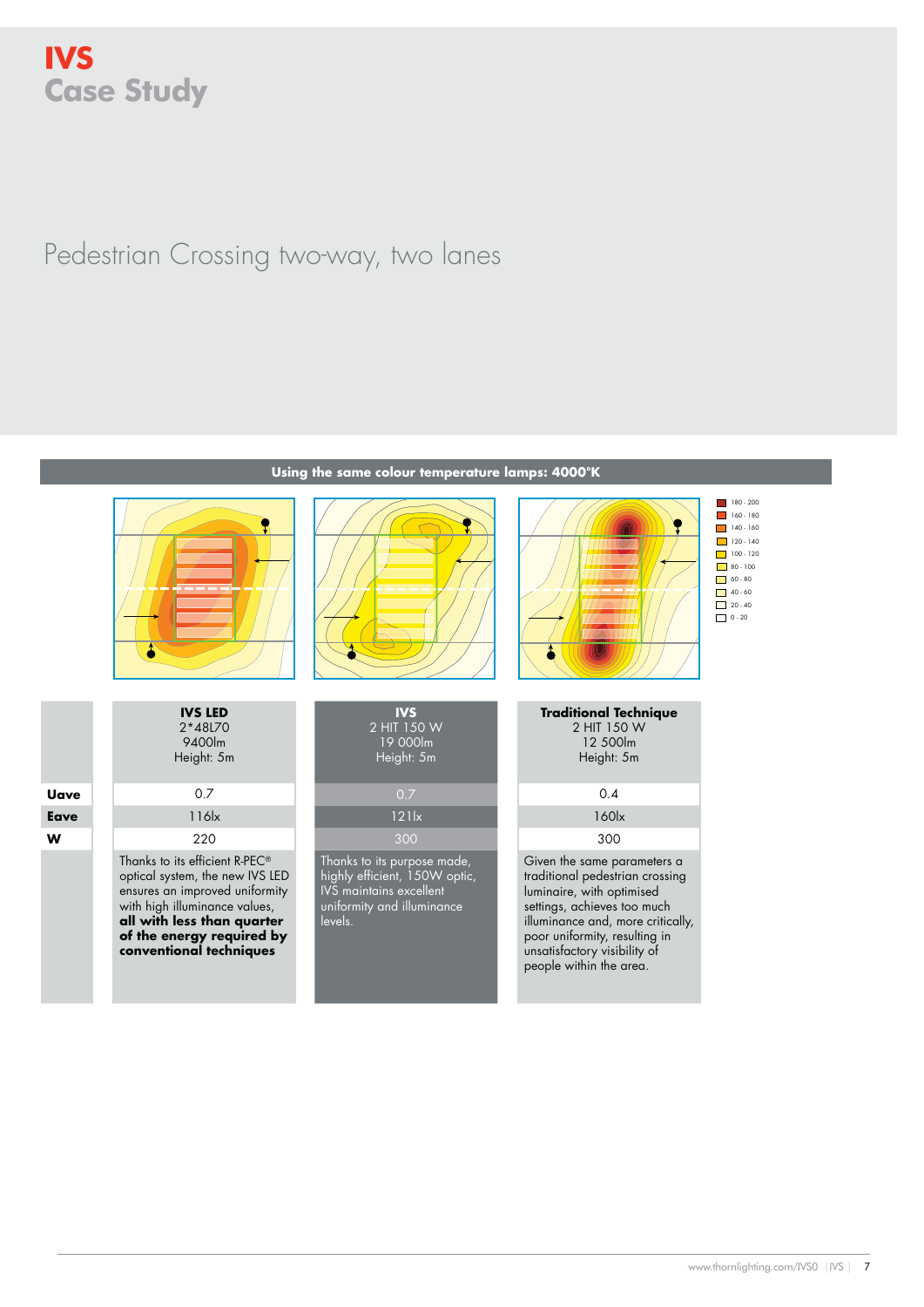# IVS
## Case Study

Pedestrian Crossing two-way, two lanes

**Using the same colour temperature lamps: 4000°K**

180 - 200
160 - 180
140 - 160
120 - 140
100 - 120
80 - 100
60 - 80
40 - 60
20 - 40
0 - 20

| | **IVS LED**<br>2*48L70<br>9400lm<br>Height: 5m | **IVS**<br>2 HIT 150 W<br>19 000lm<br>Height: 5m | **Traditional Technique**<br>2 HIT 150 W<br>12 500lm<br>Height: 5m |
|---|---|---|---|
| **Uave** | 0.7 | 0.7 | 0.4 |
| **Eave** | 116lx | 121lx | 160lx |
| **W** | 220 | 300 | 300 |
| | Thanks to its efficient R-PEC® optical system, the new IVS LED ensures an improved uniformity with high illuminance values, **all with less than quarter of the energy required by conventional techniques** | Thanks to its purpose made, highly efficient, 150W optic, IVS maintains excellent uniformity and illuminance levels. | Given the same parameters a traditional pedestrian crossing luminaire, with optimised settings, achieves too much illuminance and, more critically, poor uniformity, resulting in unsatisfactory visibility of people within the area. |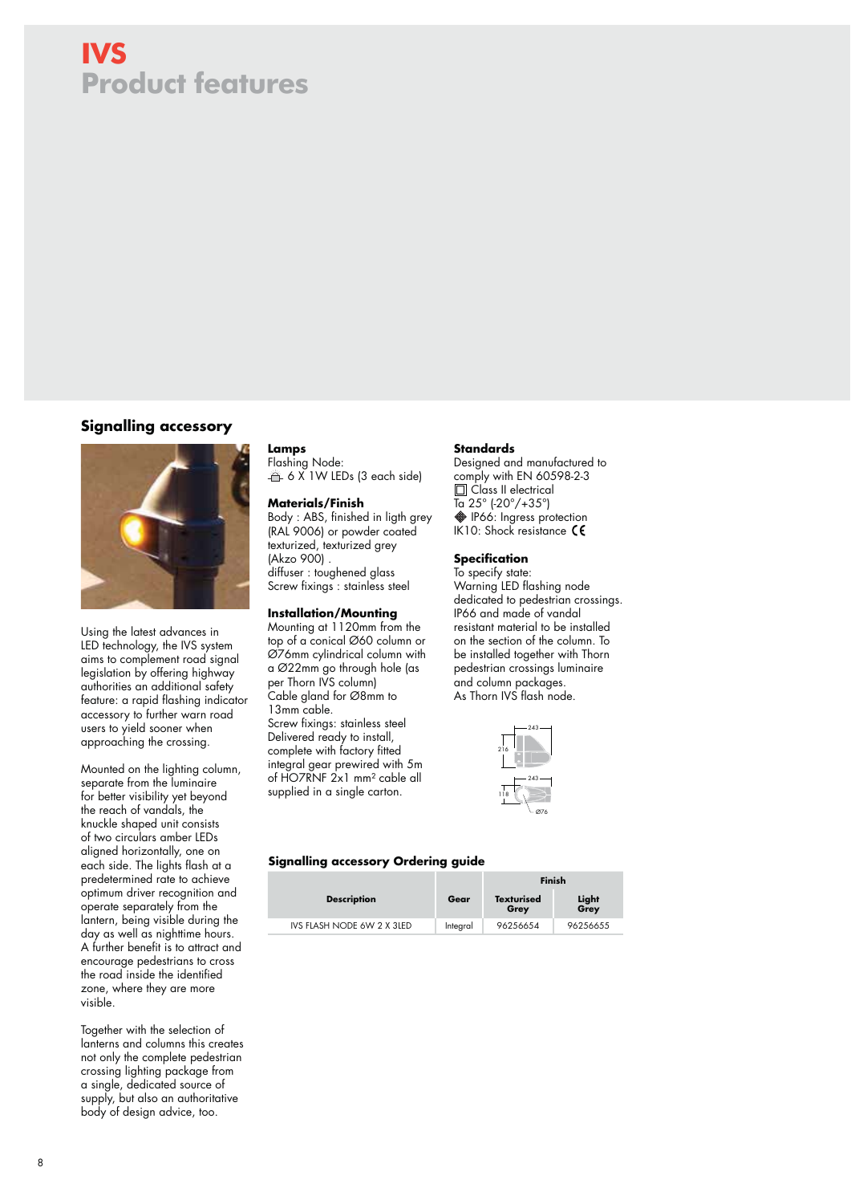# IVS
## Product features

### Signalling accessory

Using the latest advances in LED technology, the IVS system aims to complement road signal legislation by offering highway authorities an additional safety feature: a rapid flashing indicator accessory to further warn road users to yield sooner when approaching the crossing.

Mounted on the lighting column, separate from the luminaire for better visibility yet beyond the reach of vandals, the knuckle shaped unit consists of two circulars amber LEDs aligned horizontally, one on each side. The lights flash at a predetermined rate to achieve optimum driver recognition and operate separately from the lantern, being visible during the day as well as nighttime hours. A further benefit is to attract and encourage pedestrians to cross the road inside the identified zone, where they are more visible.

Together with the selection of lanterns and columns this creates not only the complete pedestrian crossing lighting package from a single, dedicated source of supply, but also an authoritative body of design advice, too.

**Lamps**
Flashing Node:
6 X 1W LEDs (3 each side)

**Materials/Finish**
Body : ABS, finished in ligth grey (RAL 9006) or powder coated texturized, texturized grey (Akzo 900) .
diffuser : toughened glass
Screw fixings : stainless steel

**Installation/Mounting**
Mounting at 1120mm from the top of a conical Ø60 column or Ø76mm cylindrical column with a Ø22mm go through hole (as per Thorn IVS column)
Cable gland for Ø8mm to 13mm cable.
Screw fixings: stainless steel
Delivered ready to install, complete with factory fitted integral gear prewired with 5m of HO7RNF 2x1 mm² cable all supplied in a single carton.

**Standards**
Designed and manufactured to comply with EN 60598-2-3
Class II electrical
Ta 25° (-20°/+35°)
IP66: Ingress protection
IK10: Shock resistance CE

**Specification**
To specify state:
Warning LED flashing node dedicated to pedestrian crossings. IP66 and made of vandal resistant material to be installed on the section of the column. To be installed together with Thorn pedestrian crossings luminaire and column packages.
As Thorn IVS flash node.

243
216
243
118
Ø76

### Signalling accessory Ordering guide

| Description | Gear | Finish | |
|---|---|---|---|
| | | Texturised Grey | Light Grey |
| IVS FLASH NODE 6W 2 X 3LED | Integral | 96256654 | 96256655 |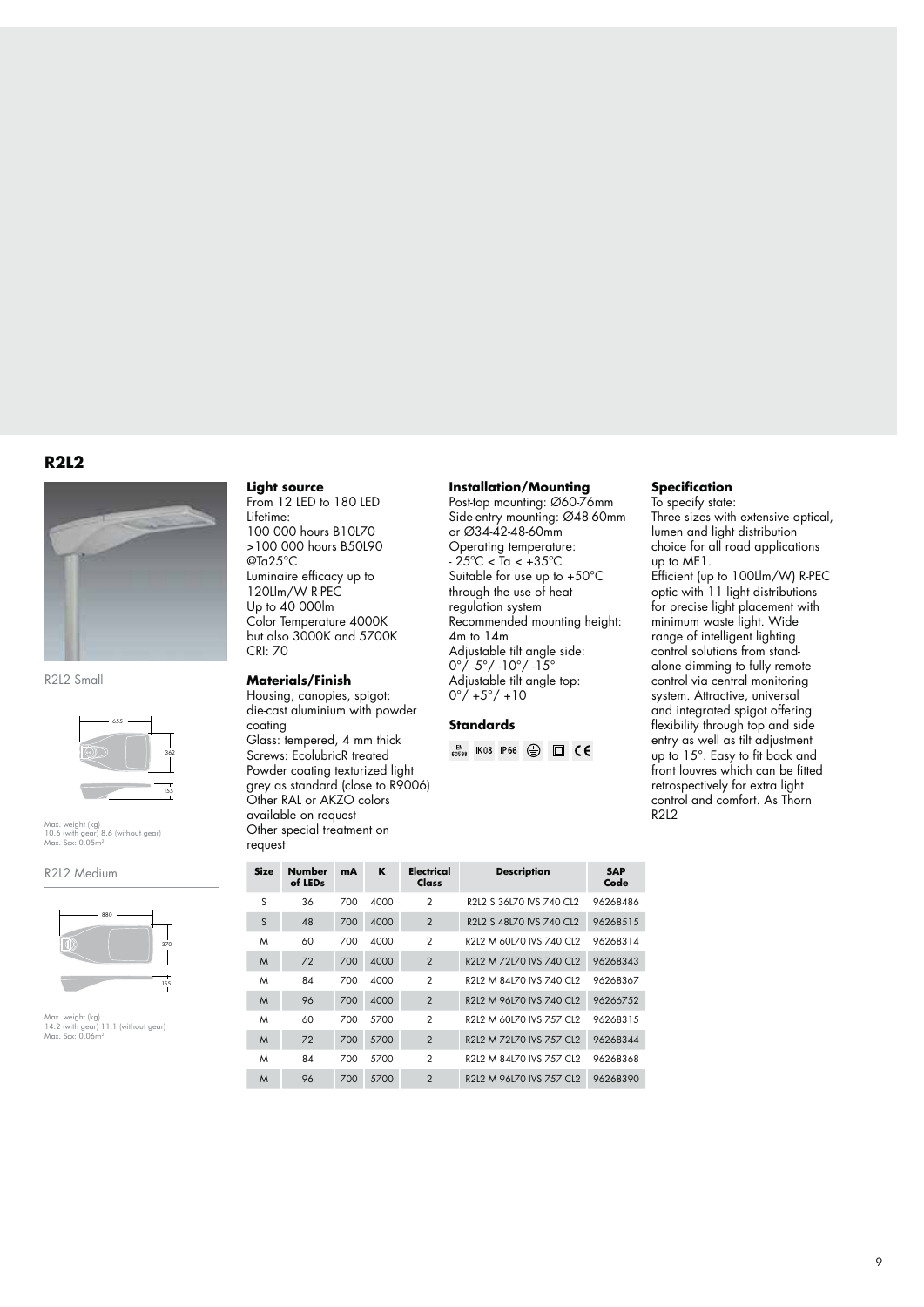## R2L2

R2L2 Small

655

362

155

Max. weight (kg)
10.6 (with gear) 8.6 (without gear)
Max. Scx: 0.05m²

R2L2 Medium

880

370

155

Max. weight (kg)
14.2 (with gear) 11.1 (without gear)
Max. Scx: 0.06m²

### Light source

From 12 LED to 180 LED
Lifetime:
100 000 hours B10L70
>100 000 hours B50L90
@Ta25°C
Luminaire efficacy up to
120Llm/W R-PEC
Up to 40 000lm
Color Temperature 4000K
but also 3000K and 5700K
CRI: 70

### Materials/Finish

Housing, canopies, spigot:
die-cast aluminium with powder coating
Glass: tempered, 4 mm thick
Screws: EcolubricR treated
Powder coating texturized light grey as standard (close to R9006)
Other RAL or AKZO colors available on request
Other special treatment on request

### Installation/Mounting

Post-top mounting: Ø60-76mm
Side-entry mounting: Ø48-60mm
or Ø34-42-48-60mm
Operating temperature:
- 25°C < Ta < +35°C
Suitable for use up to +50°C through the use of heat regulation system
Recommended mounting height: 4m to 14m
Adjustable tilt angle side:
0°/ -5°/ -10°/ -15°
Adjustable tilt angle top:
0°/ +5°/ +10

### Standards

EN 60598 IK08 IP66

### Specification

To specify state:
Three sizes with extensive optical, lumen and light distribution choice for all road applications up to ME1.
Efficient (up to 100Llm/W) R-PEC optic with 11 light distributions for precise light placement with minimum waste light. Wide range of intelligent lighting control solutions from stand-alone dimming to fully remote control via central monitoring system. Attractive, universal and integrated spigot offering flexibility through top and side entry as well as tilt adjustment up to 15°. Easy to fit back and front louvres which can be fitted retrospectively for extra light control and comfort. As Thorn R2L2

| Size | Number of LEDs | mA | K | Electrical Class | Description | SAP Code |
|---|---|---|---|---|---|---|
| S | 36 | 700 | 4000 | 2 | R2L2 S 36L70 IVS 740 CL2 | 96268486 |
| S | 48 | 700 | 4000 | 2 | R2L2 S 48L70 IVS 740 CL2 | 96268515 |
| M | 60 | 700 | 4000 | 2 | R2L2 M 60L70 IVS 740 CL2 | 96268314 |
| M | 72 | 700 | 4000 | 2 | R2L2 M 72L70 IVS 740 CL2 | 96268343 |
| M | 84 | 700 | 4000 | 2 | R2L2 M 84L70 IVS 740 CL2 | 96268367 |
| M | 96 | 700 | 4000 | 2 | R2L2 M 96L70 IVS 740 CL2 | 96266752 |
| M | 60 | 700 | 5700 | 2 | R2L2 M 60L70 IVS 757 CL2 | 96268315 |
| M | 72 | 700 | 5700 | 2 | R2L2 M 72L70 IVS 757 CL2 | 96268344 |
| M | 84 | 700 | 5700 | 2 | R2L2 M 84L70 IVS 757 CL2 | 96268368 |
| M | 96 | 700 | 5700 | 2 | R2L2 M 96L70 IVS 757 CL2 | 96268390 |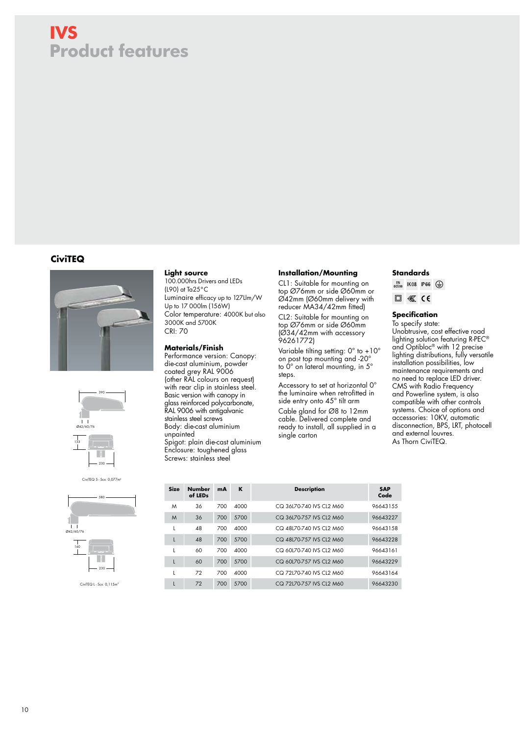# IVS
## Product features

### CiviTEQ

390

Ø42/60/76

133

230

CiviTEQ S - Scx: 0,077m²

580

Ø42/60/76

160

230

CiviTEQ L - Scx: 0,115m²

**Light source**

100.000hrs Drivers and LEDs (L90) at Ta25°C

Luminaire efficacy up to 127Llm/W

Up to 17 000lm (156W)

Color temperature: 4000K but also 3000K and 5700K

CRI: 70

**Materials/Finish**

Performance version: Canopy: die-cast aluminium, powder coated grey RAL 9006 (other RAL colours on request) with rear clip in stainless steel.

Basic version with canopy in glass reinforced polycarbonate, RAL 9006 with antigalvanic stainless steel screws

Body: die-cast aluminium unpainted

Spigot: plain die-cast aluminium

Enclosure: toughened glass

Screws: stainless steel

**Installation/Mounting**

CL1: Suitable for mounting on top Ø76mm or side Ø60mm or Ø42mm (Ø60mm delivery with reducer MA34/42mm fitted)

CL2: Suitable for mounting on top Ø76mm or side Ø60mm (Ø34/42mm with accessory 96261772)

Variable tilting setting: 0° to +10° on post top mounting and -20° to 0° on lateral mounting, in 5° steps.

Accessory to set at horizontal 0° the luminaire when retrofitted in side entry onto 45° tilt arm

Cable gland for Ø8 to 12mm cable. Delivered complete and ready to install, all supplied in a single carton

**Standards**

EN 60598 IK08 IP66 CE

**Specification**

To specify state:

Unobtrusive, cost effective road lighting solution featuring R-PEC® and Optibloc® with 12 precise lighting distributions, fully versatile installation possibilities, low maintenance requirements and no need to replace LED driver. CMS with Radio Frequency and Powerline system, is also compatible with other controls systems. Choice of options and accessories: 10KV, automatic disconnection, BPS, LRT, photocell and external louvres.

As Thorn CiviTEQ.

| Size | Number of LEDs | mA | K | Description | SAP Code |
|---|---|---|---|---|---|
| M | 36 | 700 | 4000 | CQ 36L70-740 IVS CL2 M60 | 96643155 |
| M | 36 | 700 | 5700 | CQ 36L70-757 IVS CL2 M60 | 96643227 |
| L | 48 | 700 | 4000 | CQ 48L70-740 IVS CL2 M60 | 96643158 |
| L | 48 | 700 | 5700 | CQ 48L70-757 IVS CL2 M60 | 96643228 |
| L | 60 | 700 | 4000 | CQ 60L70-740 IVS CL2 M60 | 96643161 |
| L | 60 | 700 | 5700 | CQ 60L70-757 IVS CL2 M60 | 96643229 |
| L | 72 | 700 | 4000 | CQ 72L70-740 IVS CL2 M60 | 96643164 |
| L | 72 | 700 | 5700 | CQ 72L70-757 IVS CL2 M60 | 96643230 |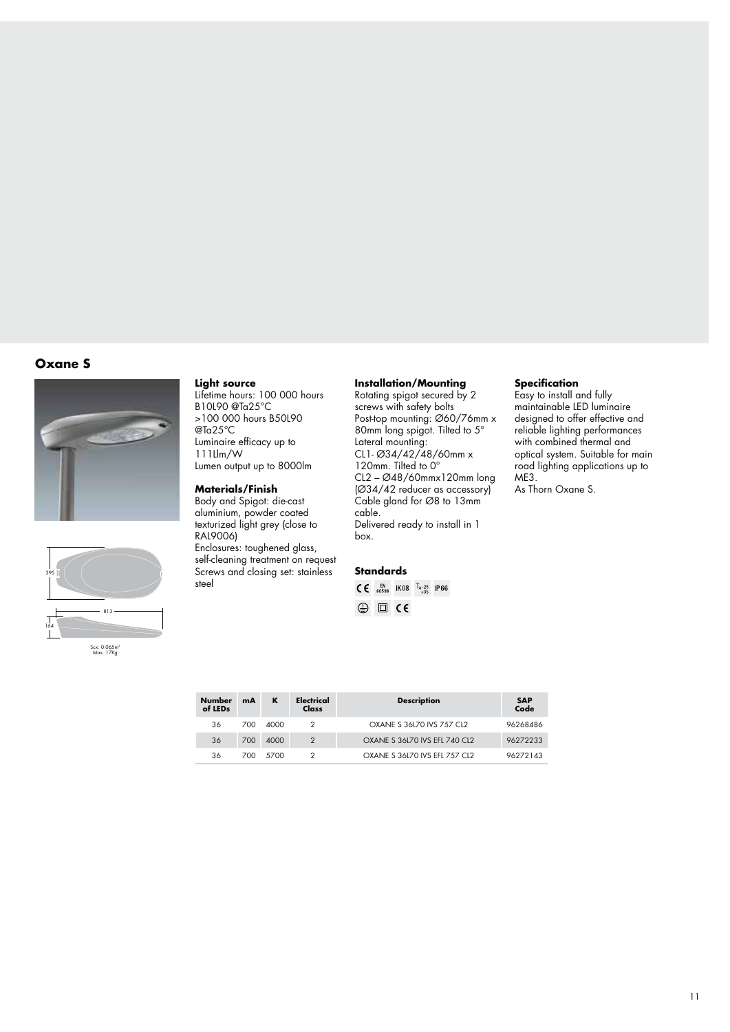## Oxane S

395

813

164

Scx: 0.065m²
Max. 17Kg

### Light source

Lifetime hours: 100 000 hours B10L90 @Ta25°C
>100 000 hours B50L90 @Ta25°C
Luminaire efficacy up to 111Llm/W
Lumen output up to 8000lm

### Materials/Finish

Body and Spigot: die-cast aluminium, powder coated texturized light grey (close to RAL9006)
Enclosures: toughened glass, self-cleaning treatment on request
Screws and closing set: stainless steel

### Installation/Mounting

Rotating spigot secured by 2 screws with safety bolts
Post-top mounting: Ø60/76mm x 80mm long spigot. Tilted to 5°
Lateral mounting:
CL1- Ø34/42/48/60mm x 120mm. Tilted to 0°
CL2 – Ø48/60mmx120mm long (Ø34/42 reducer as accessory)
Cable gland for Ø8 to 13mm cable.
Delivered ready to install in 1 box.

### Standards

CE EN 60598 IK08 Ta-25 +35 IP66

### Specification

Easy to install and fully maintainable LED luminaire designed to offer effective and reliable lighting performances with combined thermal and optical system. Suitable for main road lighting applications up to ME3.
As Thorn Oxane S.

| Number of LEDs | mA | K | Electrical Class | Description | SAP Code |
|---|---|---|---|---|---|
| 36 | 700 | 4000 | 2 | OXANE S 36L70 IVS 757 CL2 | 96268486 |
| 36 | 700 | 4000 | 2 | OXANE S 36L70 IVS EFL 740 CL2 | 96272233 |
| 36 | 700 | 5700 | 2 | OXANE S 36L70 IVS EFL 757 CL2 | 96272143 |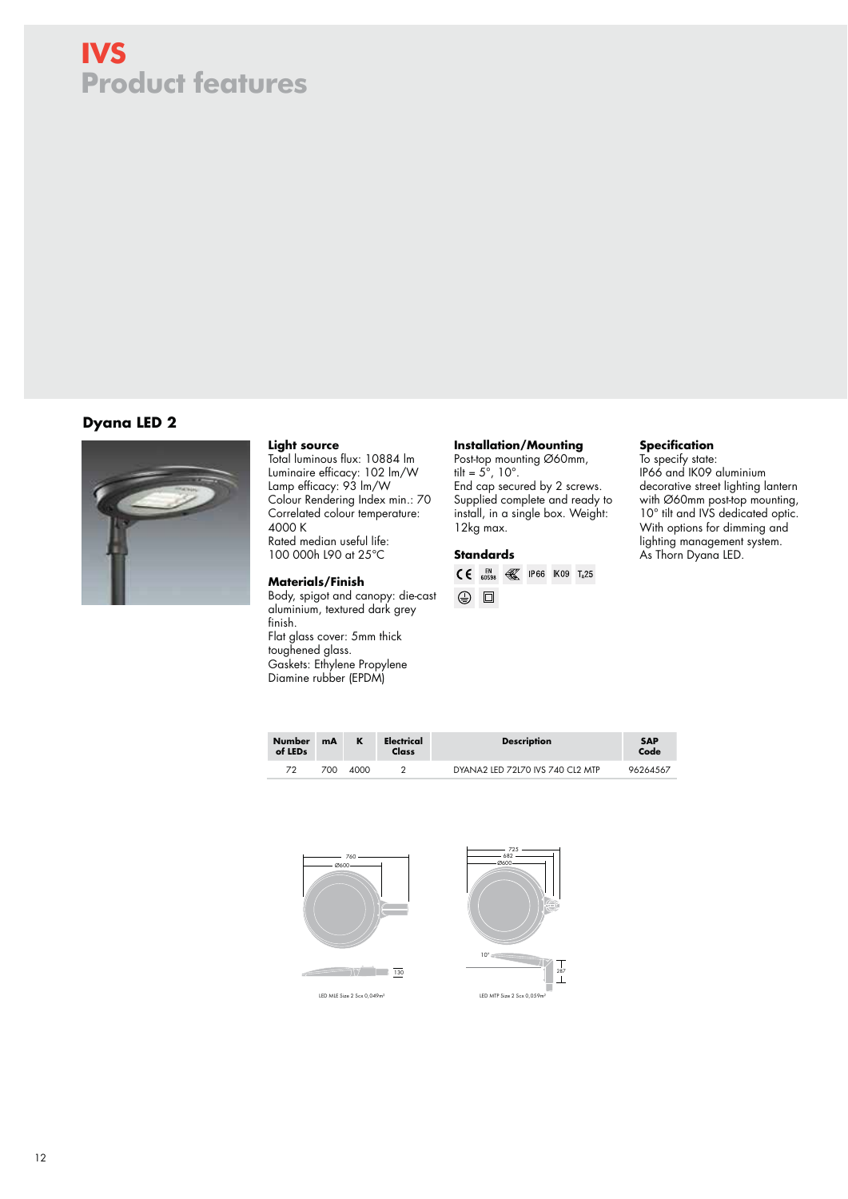# IVS
# Product features

## Dyana LED 2

### Light source

Total luminous flux: 10884 lm
Luminaire efficacy: 102 lm/W
Lamp efficacy: 93 lm/W
Colour Rendering Index min.: 70
Correlated colour temperature: 4000 K
Rated median useful life: 100 000h L90 at 25°C

### Materials/Finish

Body, spigot and canopy: die-cast aluminium, textured dark grey finish.
Flat glass cover: 5mm thick toughened glass.
Gaskets: Ethylene Propylene Diamine rubber (EPDM)

### Installation/Mounting

Post-top mounting Ø60mm, tilt = 5°, 10°.
End cap secured by 2 screws.
Supplied complete and ready to install, in a single box. Weight: 12kg max.

### Standards

CE EN 60598 IP66 IK09 $T_q$25

### Specification

To specify state:
IP66 and IK09 aluminium decorative street lighting lantern with Ø60mm post-top mounting, 10° tilt and IVS dedicated optic. With options for dimming and lighting management system.
As Thorn Dyana LED.

| Number of LEDs | mA | K | Electrical Class | Description | SAP Code |
|---|---|---|---|---|---|
| 72 | 700 | 4000 | 2 | DYANA2 LED 72L70 IVS 740 CL2 MTP | 96264567 |

760
Ø600
130
LED MLE Size 2 Scx 0,049m²

725
682
Ø600
10°
287
LED MTP Size 2 Scx 0,059m²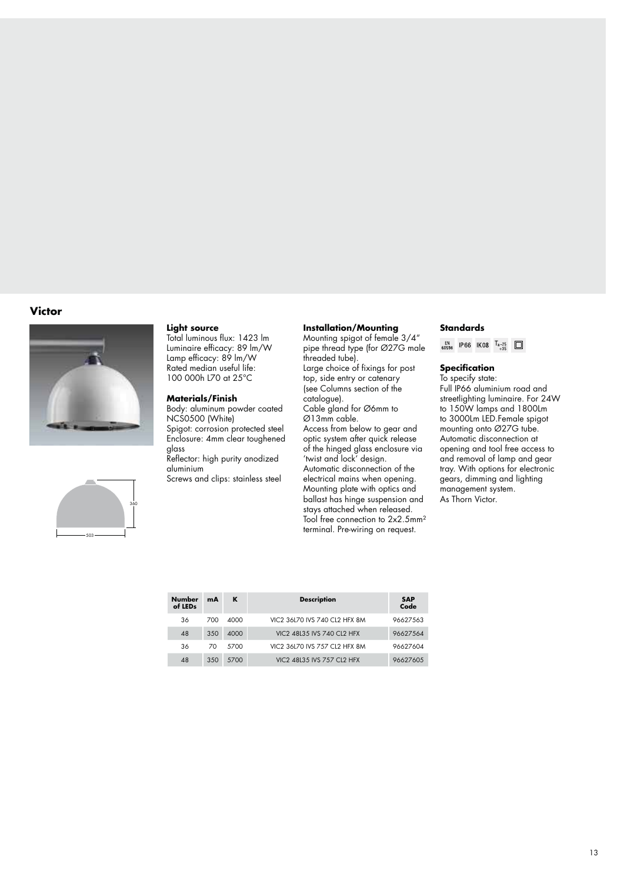## Victor

360

503

### Light source

Total luminous flux: 1423 lm
Luminaire efficacy: 89 lm/W
Lamp efficacy: 89 lm/W
Rated median useful life:
100 000h L70 at 25°C

### Materials/Finish

Body: aluminum powder coated NCS0500 (White)
Spigot: corrosion protected steel
Enclosure: 4mm clear toughened glass
Reflector: high purity anodized aluminium
Screws and clips: stainless steel

### Installation/Mounting

Mounting spigot of female 3/4" pipe thread type (for Ø27G male threaded tube).
Large choice of fixings for post top, side entry or catenary (see Columns section of the catalogue).
Cable gland for Ø6mm to Ø13mm cable.
Access from below to gear and optic system after quick release of the hinged glass enclosure via 'twist and lock' design.
Automatic disconnection of the electrical mains when opening.
Mounting plate with optics and ballast has hinge suspension and stays attached when released.
Tool free connection to 2x2.5mm² terminal. Pre-wiring on request.

### Standards

EN 60598 IP66 IK08 $T_{a\,-25}^{\,+35}$

### Specification

To specify state:
Full IP66 aluminium road and streetlighting luminaire. For 24W to 150W lamps and 1800Lm to 3000Lm LED.Female spigot mounting onto Ø27G tube.
Automatic disconnection at opening and tool free access to and removal of lamp and gear tray. With options for electronic gears, dimming and lighting management system.
As Thorn Victor.

| Number of LEDs | mA | K | Description | SAP Code |
|---|---|---|---|---|
| 36 | 700 | 4000 | VIC2 36L70 IVS 740 CL2 HFX 8M | 96627563 |
| 48 | 350 | 4000 | VIC2 48L35 IVS 740 CL2 HFX | 96627564 |
| 36 | 70 | 5700 | VIC2 36L70 IVS 757 CL2 HFX 8M | 96627604 |
| 48 | 350 | 5700 | VIC2 48L35 IVS 757 CL2 HFX | 96627605 |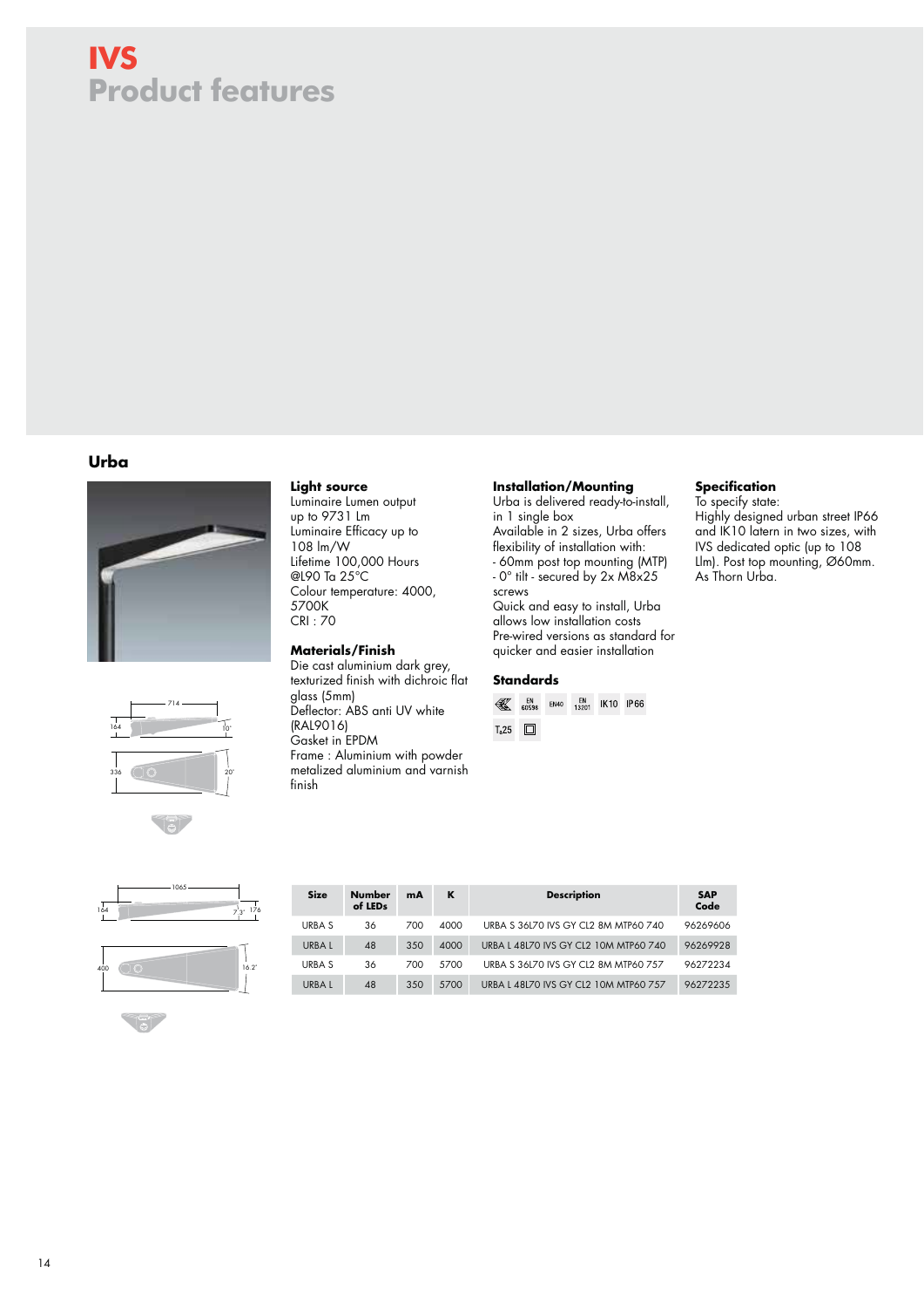# IVS
## Product features

### Urba

714
164
10°
336
20°

**Light source**
Luminaire Lumen output up to 9731 Lm
Luminaire Efficacy up to 108 lm/W
Lifetime 100,000 Hours @L90 Ta 25°C
Colour temperature: 4000, 5700K
CRI : 70

**Materials/Finish**
Die cast aluminium dark grey, texturized finish with dichroic flat glass (5mm)
Deflector: ABS anti UV white (RAL9016)
Gasket in EPDM
Frame : Aluminium with powder metalized aluminium and varnish finish

**Installation/Mounting**
Urba is delivered ready-to-install, in 1 single box
Available in 2 sizes, Urba offers flexibility of installation with:
- 60mm post top mounting (MTP)
- 0° tilt - secured by 2x M8x25 screws
Quick and easy to install, Urba allows low installation costs
Pre-wired versions as standard for quicker and easier installation

**Standards**
EN 60598 EN40 EN 13201 IK10 IP66
$T_a$25

**Specification**
To specify state:
Highly designed urban street IP66 and IK10 latern in two sizes, with IVS dedicated optic (up to 108 Llm). Post top mounting, Ø60mm.
As Thorn Urba.

1065
164
7.3°
176
400
16.2°

| Size | Number of LEDs | mA | K | Description | SAP Code |
|---|---|---|---|---|---|
| URBA S | 36 | 700 | 4000 | URBA S 36L70 IVS GY CL2 8M MTP60 740 | 96269606 |
| URBA L | 48 | 350 | 4000 | URBA L 48L70 IVS GY CL2 10M MTP60 740 | 96269928 |
| URBA S | 36 | 700 | 5700 | URBA S 36L70 IVS GY CL2 8M MTP60 757 | 96272234 |
| URBA L | 48 | 350 | 5700 | URBA L 48L70 IVS GY CL2 10M MTP60 757 | 96272235 |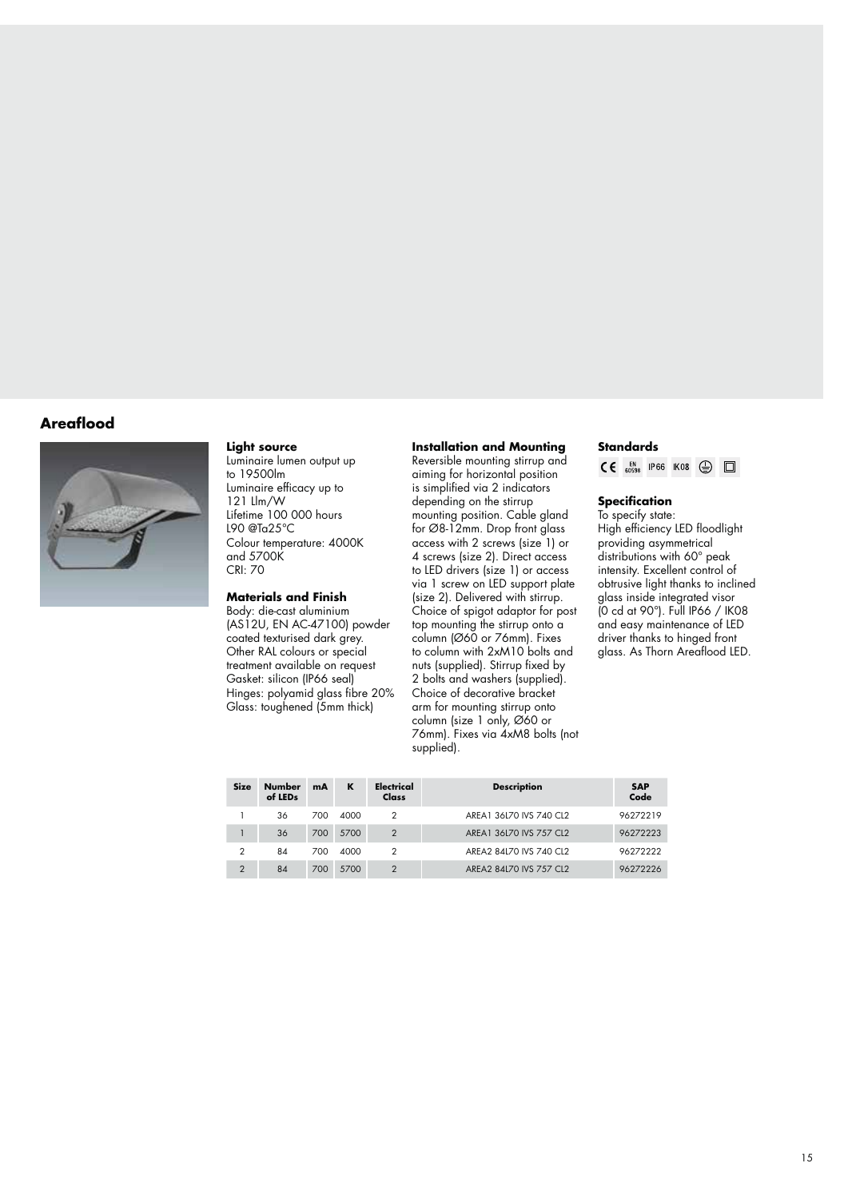## Areaflood

### Light source

Luminaire lumen output up to 19500lm
Luminaire efficacy up to 121 Llm/W
Lifetime 100 000 hours L90 @Ta25°C
Colour temperature: 4000K and 5700K
CRI: 70

### Materials and Finish

Body: die-cast aluminium (AS12U, EN AC-47100) powder coated texturised dark grey. Other RAL colours or special treatment available on request
Gasket: silicon (IP66 seal)
Hinges: polyamid glass fibre 20%
Glass: toughened (5mm thick)

### Installation and Mounting

Reversible mounting stirrup and aiming for horizontal position is simplified via 2 indicators depending on the stirrup mounting position. Cable gland for Ø8-12mm. Drop front glass access with 2 screws (size 1) or 4 screws (size 2). Direct access to LED drivers (size 1) or access via 1 screw on LED support plate (size 2). Delivered with stirrup. Choice of spigot adaptor for post top mounting the stirrup onto a column (Ø60 or 76mm). Fixes to column with 2xM10 bolts and nuts (supplied). Stirrup fixed by 2 bolts and washers (supplied). Choice of decorative bracket arm for mounting stirrup onto column (size 1 only, Ø60 or 76mm). Fixes via 4xM8 bolts (not supplied).

### Standards

CE EN 60598 IP66 IK08

### Specification

To specify state:
High efficiency LED floodlight providing asymmetrical distributions with 60° peak intensity. Excellent control of obtrusive light thanks to inclined glass inside integrated visor (0 cd at 90°). Full IP66 / IK08 and easy maintenance of LED driver thanks to hinged front glass. As Thorn Areaflood LED.

| Size | Number of LEDs | mA | K | Electrical Class | Description | SAP Code |
|---|---|---|---|---|---|---|
| 1 | 36 | 700 | 4000 | 2 | AREA1 36L70 IVS 740 CL2 | 96272219 |
| 1 | 36 | 700 | 5700 | 2 | AREA1 36L70 IVS 757 CL2 | 96272223 |
| 2 | 84 | 700 | 4000 | 2 | AREA2 84L70 IVS 740 CL2 | 96272222 |
| 2 | 84 | 700 | 5700 | 2 | AREA2 84L70 IVS 757 CL2 | 96272226 |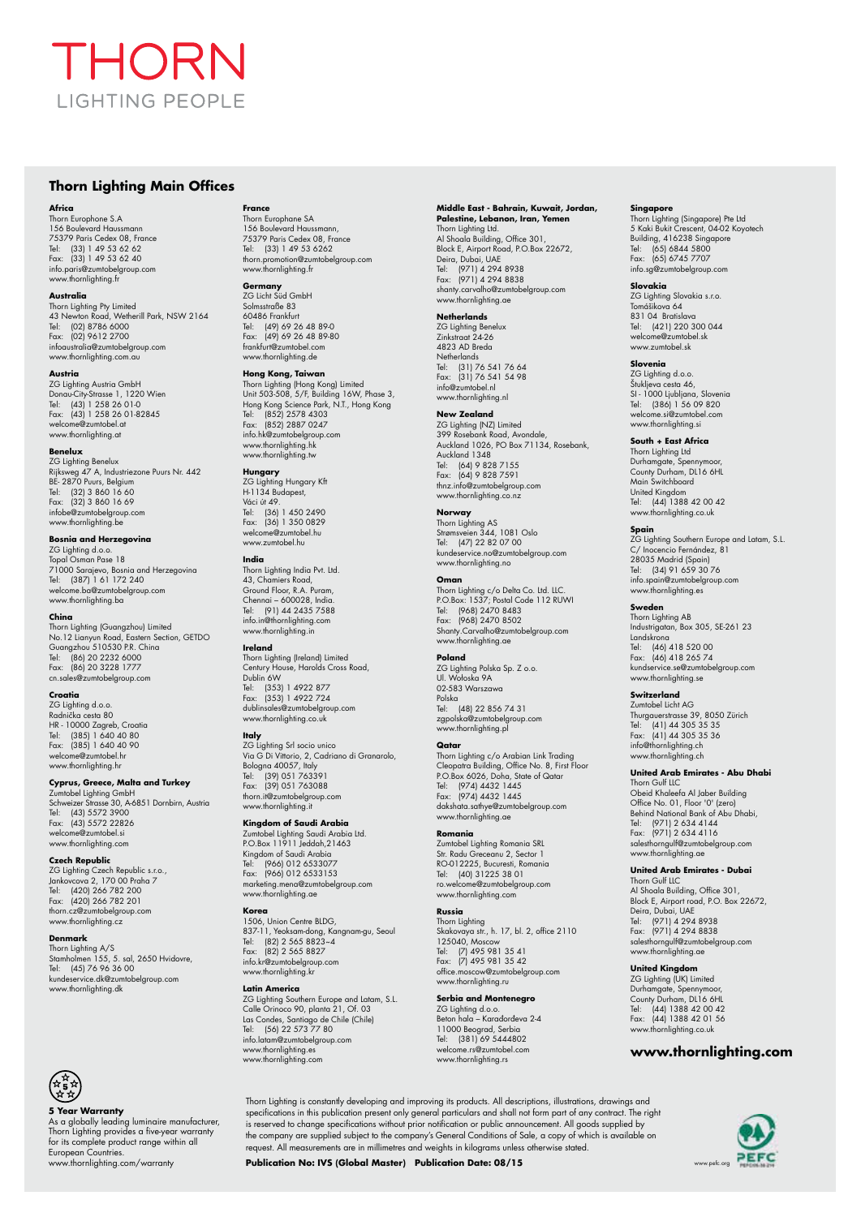# THORN
LIGHTING PEOPLE

## Thorn Lighting Main Offices

**Africa**
Thorn Europhone S.A
156 Boulevard Haussmann
75379 Paris Cedex 08, France
Tel: (33) 1 49 53 62 62
Fax: (33) 1 49 53 62 40
info.paris@zumtobelgroup.com
www.thornlighting.fr

**Australia**
Thorn Lighting Pty Limited
43 Newton Road, Wetherill Park, NSW 2164
Tel: (02) 8786 6000
Fax: (02) 9612 2700
infoaustralia@zumtobelgroup.com
www.thornlighting.com.au

**Austria**
ZG Lighting Austria GmbH
Donau-City-Strasse 1, 1220 Wien
Tel: (43) 1 258 26 01-0
Fax: (43) 1 258 26 01-82845
welcome@zumtobel.at
www.thornlighting.at

**Benelux**
ZG Lighting Benelux
Rijksweg 47 A, Industriezone Puurs Nr. 442
BE- 2870 Puurs, Belgium
Tel: (32) 3 860 16 60
Fax: (32) 3 860 16 69
infobe@zumtobelgroup.com
www.thornlighting.be

**Bosnia and Herzegovina**
ZG Lighting d.o.o.
Topal Osman Pase 18
71000 Sarajevo, Bosnia and Herzegovina
Tel: (387) 1 61 172 240
welcome.ba@zumtobelgroup.com
www.thornlighting.ba

**China**
Thorn Lighting (Guangzhou) Limited
No.12 Lianyun Road, Eastern Section, GETDO
Guangzhou 510530 P.R. China
Tel: (86) 20 2232 6000
Fax: (86) 20 3228 1777
cn.sales@zumtobelgroup.com

**Croatia**
ZG Lighting d.o.o.
Radnička cesta 80
HR - 10000 Zagreb, Croatia
Tel: (385) 1 640 40 80
Fax: (385) 1 640 40 90
welcome@zumtobel.hr
www.thornlighting.hr

**Cyprus, Greece, Malta and Turkey**
Zumtobel Lighting GmbH
Schweizer Strasse 30, A-6851 Dornbirn, Austria
Tel: (43) 5572 3900
Fax: (43) 5572 22826
welcome@zumtobel.si
www.thornlighting.com

**Czech Republic**
ZG Lighting Czech Republic s.r.o.,
Jankovcova 2, 170 00 Praha 7
Tel: (420) 266 782 200
Fax: (420) 266 782 201
thorn.cz@zumtobelgroup.com
www.thornlighting.cz

**Denmark**
Thorn Lighting A/S
Stamholmen 155, 5. sal, 2650 Hvidovre,
Tel: (45) 76 96 36 00
kundeservice.dk@zumtobelgroup.com
www.thornlighting.dk

**France**
Thorn Europhane SA
156 Boulevard Haussmann,
75379 Paris Cedex 08, France
Tel: (33) 1 49 53 6262
thorn.promotion@zumtobelgroup.com
www.thornlighting.fr

**Germany**
ZG Licht Süd GmbH
Solmsstraße 83
60486 Frankfurt
Tel: (49) 69 26 48 89-0
Fax: (49) 69 26 48 89-80
frankfurt@zumtobel.com
www.thornlighting.de

**Hong Kong, Taiwan**
Thorn Lighting (Hong Kong) Limited
Unit 503-508, 5/F, Building 16W, Phase 3,
Hong Kong Science Park, N.T., Hong Kong
Tel: (852) 2578 4303
Fax: (852) 2887 0247
info.hk@zumtobelgroup.com
www.thornlighting.hk
www.thornlighting.tw

**Hungary**
ZG Lighting Hungary Kft
H-1134 Budapest,
Váci út 49.
Tel: (36) 1 450 2490
Fax: (36) 1 350 0829
welcome@zumtobel.hu
www.zumtobel.hu

**India**
Thorn Lighting India Pvt. Ltd.
43, Chamiers Road,
Ground Floor, R.A. Puram,
Chennai – 600028, India.
Tel: (91) 44 2435 7588
info.in@thornlighting.com
www.thornlighting.in

**Ireland**
Thorn Lighting (Ireland) Limited
Century House, Harolds Cross Road,
Dublin 6W
Tel: (353) 1 4922 877
Fax: (353) 1 4922 724
dublinsales@zumtobelgroup.com
www.thornlighting.co.uk

**Italy**
ZG Lighting Srl socio unico
Via G Di Vittorio, 2, Cadriano di Granarolo,
Bologna 40057, Italy
Tel: (39) 051 763391
Fax: (39) 051 763088
thorn.it@zumtobelgroup.com
www.thornlighting.it

**Kingdom of Saudi Arabia**
Zumtobel Lighting Saudi Arabia Ltd.
P.O.Box 11911 Jeddah,21463
Kingdom of Saudi Arabia
Tel: (966) 012 6533077
Fax: (966) 012 6533153
marketing.mena@zumtobelgroup.com
www.thornlighting.ae

**Korea**
1506, Union Centre BLDG,
837-11, Yeoksam-dong, Kangnam-gu, Seoul
Tel: (82) 2 565 8823~4
Fax: (82) 2 565 8827
info.kr@zumtobelgroup.com
www.thornlighting.kr

**Latin America**
ZG Lighting Southern Europe and Latam, S.L.
Calle Orinoco 90, planta 21, Of. 03
Las Condes, Santiago de Chile (Chile)
Tel: (56) 22 573 77 80
info.latam@zumtobelgroup.com
www.thornlighting.es
www.thornlighting.com

**Middle East - Bahrain, Kuwait, Jordan, Palestine, Lebanon, Iran, Yemen**
Thorn Lighting Ltd.
Al Shoala Building, Office 301,
Block E, Airport Road, P.O.Box 22672,
Deira, Dubai, UAE
Tel: (971) 4 294 8938
Fax: (971) 4 294 8838
shanty.carvalho@zumtobelgroup.com
www.thornlighting.ae

**Netherlands**
ZG Lighting Benelux
Zinkstraat 24-26
4823 AD Breda
Netherlands
Tel: (31) 76 541 76 64
Fax: (31) 76 541 54 98
info@zumtobel.nl
www.thornlighting.nl

**New Zealand**
ZG Lighting (NZ) Limited
399 Rosebank Road, Avondale,
Auckland 1026, PO Box 71134, Rosebank,
Auckland 1348
Tel: (64) 9 828 7155
Fax: (64) 9 828 7591
thnz.info@zumtobelgroup.com
www.thornlighting.co.nz

**Norway**
Thorn Lighting AS
Strømsveien 344, 1081 Oslo
Tel: (47) 22 82 07 00
kundeservice.no@zumtobelgroup.com
www.thornlighting.no

**Oman**
Thorn Lighting c/o Delta Co. Ltd. LLC.
P.O.Box: 1537; Postal Code 112 RUWI
Tel: (968) 2470 8483
Fax: (968) 2470 8502
Shanty.Carvalho@zumtobelgroup.com
www.thornlighting.ae

**Poland**
ZG Lighting Polska Sp. Z o.o.
Ul. Wołoska 9A
02-583 Warszawa
Polska
Tel: (48) 22 856 74 31
zgpolska@zumtobelgroup.com
www.thornlighting.pl

**Qatar**
Thorn Lighting c/o Arabian Link Trading
Cleopatra Building, Office No. 8, First Floor
P.O.Box 6026, Doha, State of Qatar
Tel: (974) 4432 1445
Fax: (974) 4432 1445
dakshata.sathye@zumtobelgroup.com
www.thornlighting.ae

**Romania**
Zumtobel Lighting Romania SRL
Str. Radu Greceanu 2, Sector 1
RO-012225, Bucuresti, Romania
Tel: (40) 31225 38 01
ro.welcome@zumtobelgroup.com
www.thornlighting.com

**Russia**
Thorn Lighting
Skakovaya str., h. 17, bl. 2, office 2110
125040, Moscow
Tel: (7) 495 981 35 41
Fax: (7) 495 981 35 42
office.moscow@zumtobelgroup.com
www.thornlighting.ru

**Serbia and Montenegro**
ZG Lighting d.o.o.
Beton hala – Karadordeva 2-4
11000 Beograd, Serbia
Tel: (381) 69 5444802
welcome.rs@zumtobel.com
www.thornlighting.rs

**Singapore**
Thorn Lighting (Singapore) Pte Ltd
5 Kaki Bukit Crescent, 04-02 Koyotech
Building, 416238 Singapore
Tel: (65) 6844 5800
Fax: (65) 6745 7707
info.sg@zumtobelgroup.com

**Slovakia**
ZG Lighting Slovakia s.r.o.
Tomášikova 64
831 04 Bratislava
Tel: (421) 220 300 044
welcome@zumtobel.sk
www.zumtobel.sk

**Slovenia**
ZG Lighting d.o.o.
Štukljeva cesta 46,
SI - 1000 Ljubljana, Slovenia
Tel: (386) 1 56 09 820
welcome.si@zumtobel.com
www.thornlighting.si

**South + East Africa**
Thorn Lighting Ltd
Durhamgate, Spennymoor,
County Durham, DL16 6HL
Main Switchboard
United Kingdom
Tel: (44) 1388 42 00 42
www.thornlighting.co.uk

**Spain**
ZG Lighting Southern Europe and Latam, S.L.
C/ Inocencio Fernández, 81
28035 Madrid (Spain)
Tel: (34) 91 659 30 76
info.spain@zumtobelgroup.com
www.thornlighting.es

**Sweden**
Thorn Lighting AB
Industrigatan, Box 305, SE-261 23
Landskrona
Tel: (46) 418 520 00
Fax: (46) 418 265 74
kundservice.se@zumtobelgroup.com
www.thornlighting.se

**Switzerland**
Zumtobel Licht AG
Thurgauerstrasse 39, 8050 Zürich
Tel: (41) 44 305 35 35
Fax: (41) 44 305 35 36
info@thornlighting.ch
www.thornlighting.ch

**United Arab Emirates - Abu Dhabi**
Thorn Gulf LLC
Obeid Khaleefa Al Jaber Building
Office No. 01, Floor '0' (zero)
Behind National Bank of Abu Dhabi,
Tel: (971) 2 634 4144
Fax: (971) 2 634 4116
salesthorngulf@zumtobelgroup.com
www.thornlighting.ae

**United Arab Emirates - Dubai**
Thorn Gulf LLC
Al Shoala Building, Office 301,
Block E, Airport road, P.O. Box 22672,
Deira, Dubai, UAE
Tel: (971) 4 294 8938
Fax: (971) 4 294 8838
salesthorngulf@zumtobelgroup.com
www.thornlighting.ae

**United Kingdom**
ZG Lighting (UK) Limited
Durhamgate, Spennymoor,
County Durham, DL16 6HL
Tel: (44) 1388 42 00 42
Fax: (44) 1388 42 01 56
www.thornlighting.co.uk

**www.thornlighting.com**

**5 Year Warranty**
As a globally leading luminaire manufacturer, Thorn Lighting provides a five-year warranty for its complete product range within all European Countries.
www.thornlighting.com/warranty

Thorn Lighting is constantly developing and improving its products. All descriptions, illustrations, drawings and specifications in this publication present only general particulars and shall not form part of any contract. The right is reserved to change specifications without prior notification or public announcement. All goods supplied by the company are supplied subject to the company's General Conditions of Sale, a copy of which is available on request. All measurements are in millimetres and weights in kilograms unless otherwise stated.

**Publication No: IVS (Global Master) Publication Date: 08/15**

www.pefc.org